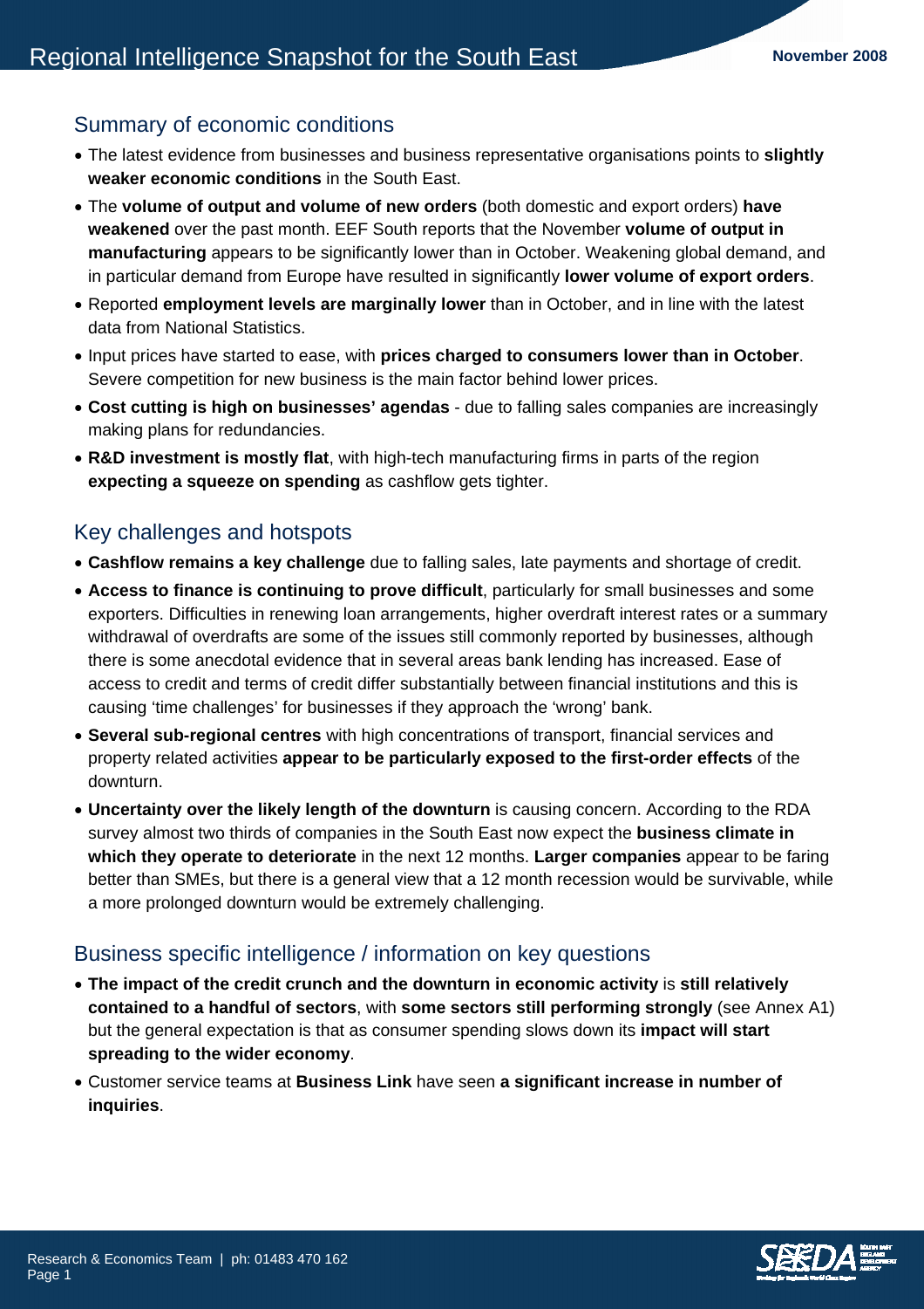# Regional Intelligence Snapshot for the South East

November 2008

## Summary of economic conditions

- The latest evidence from businesses and business representative organisations points to **slightly weaker economic conditions** in the South East.
- The **volume of output and volume of new orders** (both domestic and export orders) **have weakened** over the past month. EEF South reports that the November **volume of output in manufacturing** appears to be significantly lower than in October. Weakening global demand, and in particular demand from Europe have resulted in significantly **lower volume of export orders**.
- Reported **employment levels are marginally lower** than in October, and in line with the latest data from National Statistics.
- Input prices have started to ease, with **prices charged to consumers lower than in October**. Severe competition for new business is the main factor behind lower prices.
- **Cost cutting is high on businesses' agendas** - due to falling sales companies are increasingly making plans for redundancies.
- **R&D investment is mostly flat**, with high-tech manufacturing firms in parts of the region **expecting a squeeze on spending** as cashflow gets tighter.

## Key challenges and hotspots

- **Cashflow remains a key challenge** due to falling sales, late payments and shortage of credit.
- **Access to finance is continuing to prove difficult**, particularly for small businesses and some exporters. Difficulties in renewing loan arrangements, higher overdraft interest rates or a summary withdrawal of overdrafts are some of the issues still commonly reported by businesses, although there is some anecdotal evidence that in several areas bank lending has increased. Ease of access to credit and terms of credit differ substantially between financial institutions and this is causing 'time challenges' for businesses if they approach the 'wrong' bank.
- **Several sub-regional centres** with high concentrations of transport, financial services and property related activities **appear to be particularly exposed to the first-order effects** of the downturn.
- **Uncertainty over the likely length of the downturn** is causing concern. According to the RDA survey almost two thirds of companies in the South East now expect the **business climate in which they operate to deteriorate** in the next 12 months. **Larger companies** appear to be faring better than SMEs, but there is a general view that a 12 month recession would be survivable, while a more prolonged downturn would be extremely challenging.

## Business specific intelligence / information on key questions

- **The impact of the credit crunch and the downturn in economic activity** is **still relatively contained to a handful of sectors**, with **some sectors still performing strongly** (see Annex A1) but the general expectation is that as consumer spending slows down its **impact will start spreading to the wider economy**.
- Customer service teams at **Business Link** have seen **a significant increase in number of inquiries**.

Research & Economics Team | ph: 01483 470 162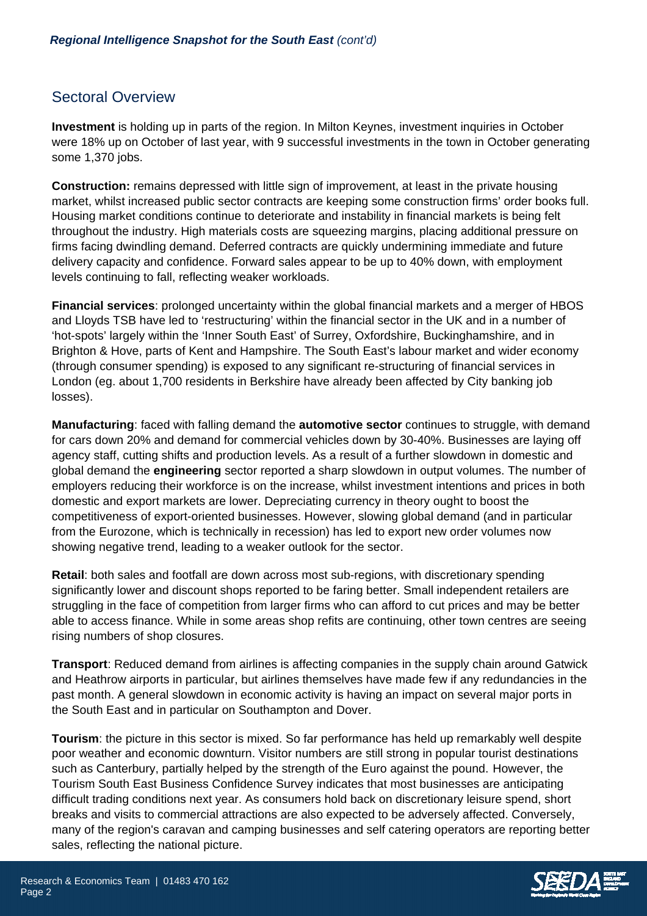## Sectoral Overview

**Investment** is holding up in parts of the region. In Milton Keynes, investment inquiries in October were 18% up on October of last year, with 9 successful investments in the town in October generating some 1,370 jobs.

**Construction:** remains depressed with little sign of improvement, at least in the private housing market, whilst increased public sector contracts are keeping some construction firms' order books full. Housing market conditions continue to deteriorate and instability in financial markets is being felt throughout the industry. High materials costs are squeezing margins, placing additional pressure on firms facing dwindling demand. Deferred contracts are quickly undermining immediate and future delivery capacity and confidence. Forward sales appear to be up to 40% down, with employment levels continuing to fall, reflecting weaker workloads.

**Financial services**: prolonged uncertainty within the global financial markets and a merger of HBOS and Lloyds TSB have led to 'restructuring' within the financial sector in the UK and in a number of 'hot-spots' largely within the 'Inner South East' of Surrey, Oxfordshire, Buckinghamshire, and in Brighton & Hove, parts of Kent and Hampshire. The South East's labour market and wider economy (through consumer spending) is exposed to any significant re-structuring of financial services in London (eg. about 1,700 residents in Berkshire have already been affected by City banking job losses).

**Manufacturing**: faced with falling demand the **automotive sector** continues to struggle, with demand for cars down 20% and demand for commercial vehicles down by 30-40%. Businesses are laying off agency staff, cutting shifts and production levels. As a result of a further slowdown in domestic and global demand the **engineering** sector reported a sharp slowdown in output volumes. The number of employers reducing their workforce is on the increase, whilst investment intentions and prices in both domestic and export markets are lower. Depreciating currency in theory ought to boost the competitiveness of export-oriented businesses. However, slowing global demand (and in particular from the Eurozone, which is technically in recession) has led to export new order volumes now showing negative trend, leading to a weaker outlook for the sector.

**Retail**: both sales and footfall are down across most sub-regions, with discretionary spending significantly lower and discount shops reported to be faring better. Small independent retailers are struggling in the face of competition from larger firms who can afford to cut prices and may be better able to access finance. While in some areas shop refits are continuing, other town centres are seeing rising numbers of shop closures.

**Transport**: Reduced demand from airlines is affecting companies in the supply chain around Gatwick and Heathrow airports in particular, but airlines themselves have made few if any redundancies in the past month. A general slowdown in economic activity is having an impact on several major ports in the South East and in particular on Southampton and Dover.

**Tourism**: the picture in this sector is mixed. So far performance has held up remarkably well despite poor weather and economic downturn. Visitor numbers are still strong in popular tourist destinations such as Canterbury, partially helped by the strength of the Euro against the pound. However, the Tourism South East Business Confidence Survey indicates that most businesses are anticipating difficult trading conditions next year. As consumers hold back on discretionary leisure spend, short breaks and visits to commercial attractions are also expected to be adversely affected. Conversely, many of the region's caravan and camping businesses and self catering operators are reporting better sales, reflecting the national picture.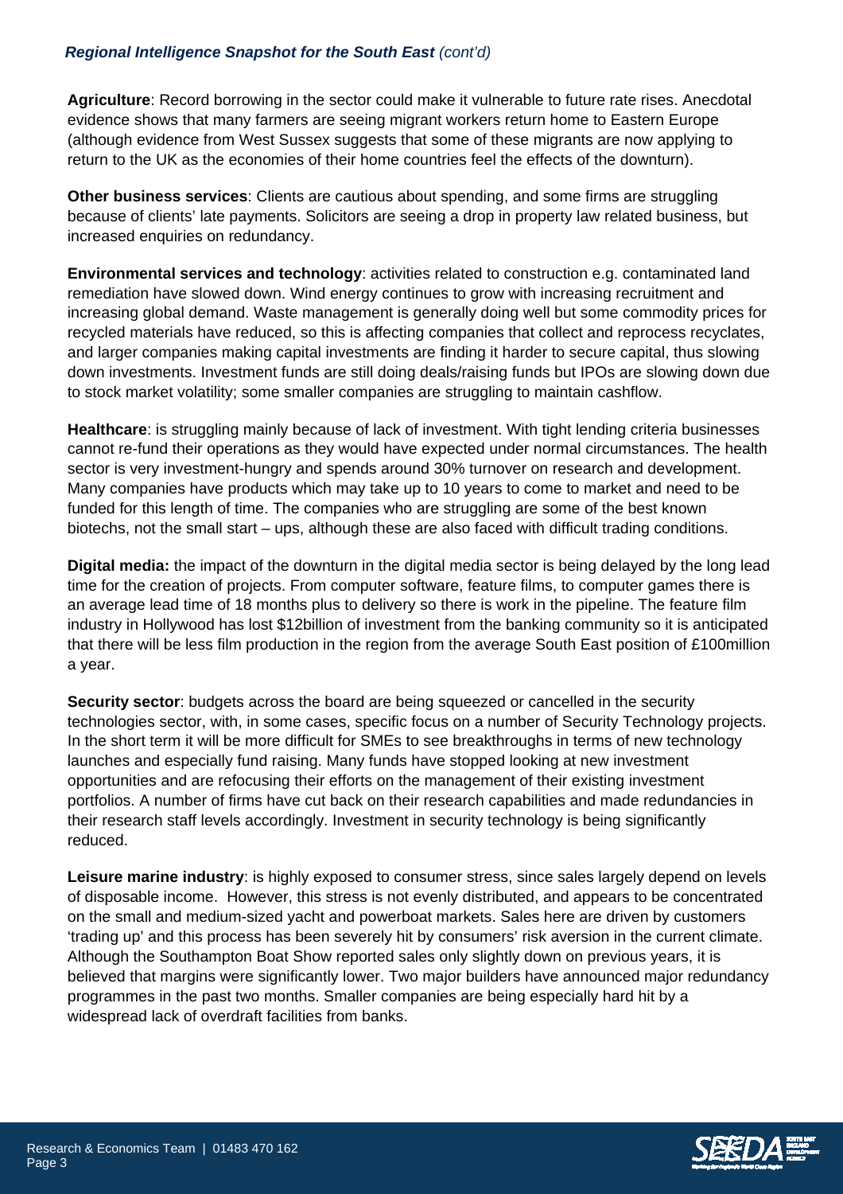***Regional Intelligence Snapshot for the South East** (cont'd)*

**Agriculture**: Record borrowing in the sector could make it vulnerable to future rate rises. Anecdotal evidence shows that many farmers are seeing migrant workers return home to Eastern Europe (although evidence from West Sussex suggests that some of these migrants are now applying to return to the UK as the economies of their home countries feel the effects of the downturn).

**Other business services**: Clients are cautious about spending, and some firms are struggling because of clients' late payments. Solicitors are seeing a drop in property law related business, but increased enquiries on redundancy.

**Environmental services and technology**: activities related to construction e.g. contaminated land remediation have slowed down. Wind energy continues to grow with increasing recruitment and increasing global demand. Waste management is generally doing well but some commodity prices for recycled materials have reduced, so this is affecting companies that collect and reprocess recyclates, and larger companies making capital investments are finding it harder to secure capital, thus slowing down investments. Investment funds are still doing deals/raising funds but IPOs are slowing down due to stock market volatility; some smaller companies are struggling to maintain cashflow.

**Healthcare**: is struggling mainly because of lack of investment. With tight lending criteria businesses cannot re-fund their operations as they would have expected under normal circumstances. The health sector is very investment-hungry and spends around 30% turnover on research and development. Many companies have products which may take up to 10 years to come to market and need to be funded for this length of time. The companies who are struggling are some of the best known biotechs, not the small start – ups, although these are also faced with difficult trading conditions.

**Digital media:** the impact of the downturn in the digital media sector is being delayed by the long lead time for the creation of projects. From computer software, feature films, to computer games there is an average lead time of 18 months plus to delivery so there is work in the pipeline. The feature film industry in Hollywood has lost \$12billion of investment from the banking community so it is anticipated that there will be less film production in the region from the average South East position of £100million a year.

**Security sector**: budgets across the board are being squeezed or cancelled in the security technologies sector, with, in some cases, specific focus on a number of Security Technology projects. In the short term it will be more difficult for SMEs to see breakthroughs in terms of new technology launches and especially fund raising. Many funds have stopped looking at new investment opportunities and are refocusing their efforts on the management of their existing investment portfolios. A number of firms have cut back on their research capabilities and made redundancies in their research staff levels accordingly. Investment in security technology is being significantly reduced.

**Leisure marine industry**: is highly exposed to consumer stress, since sales largely depend on levels of disposable income. However, this stress is not evenly distributed, and appears to be concentrated on the small and medium-sized yacht and powerboat markets. Sales here are driven by customers 'trading up' and this process has been severely hit by consumers' risk aversion in the current climate. Although the Southampton Boat Show reported sales only slightly down on previous years, it is believed that margins were significantly lower. Two major builders have announced major redundancy programmes in the past two months. Smaller companies are being especially hard hit by a widespread lack of overdraft facilities from banks.